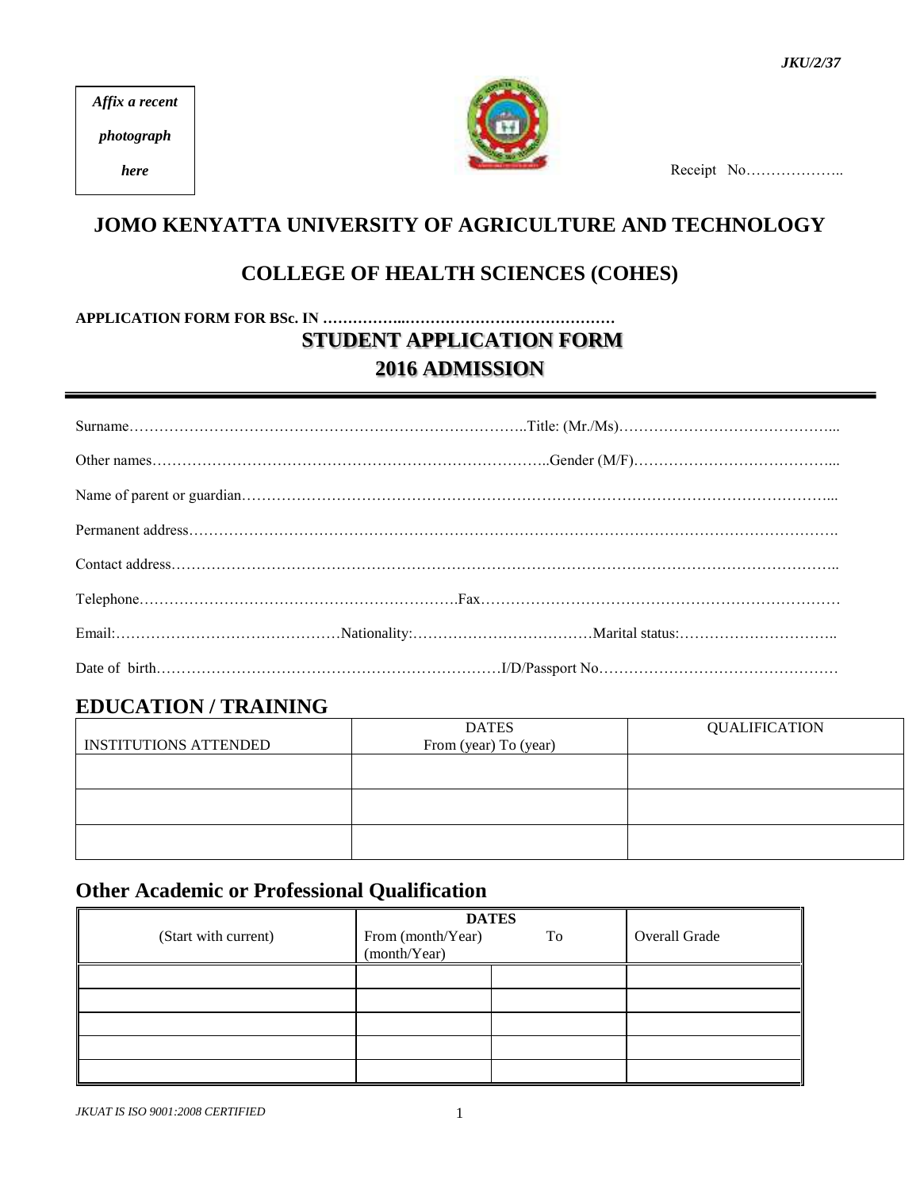JKU/2/37

*Affix a recent photograph here*

Receipt No………………..

# JOMO KENYATTA UNIVERSITY OF AGRICULTURE AND TECHNOLOGY

## COLLEGE OF HEALTH SCIENCES (COHES)

**APPLICATION FORM FOR BSc. IN ……………..……………………………………**

## STUDENT APPLICATION FORM

## 2016 ADMISSION

---

Surname……………………………………………………………………..Title: (Mr./Ms)……………………………………...

Other names……………………………………………………………………..Gender (M/F)…………………………………...

Name of parent or guardian……………………………………………………………………………………………………...

Permanent address…………………………………………………………………………………………………………….

Contact address……………………………………………………………………………………………………………..

Telephone……………………………………………………….Fax……………………………………………………………

Email:………………………………………Nationality:………………………………Marital status:…………………………..

Date of birth……………………………………………………………I/D/Passport No…………………………………………

## EDUCATION / TRAINING

| INSTITUTIONS ATTENDED | DATES From (year) To (year) | QUALIFICATION |
|---|---|---|
| | | |
| | | |
| | | |

## Other Academic or Professional Qualification

| (Start with current) | DATES From (month/Year) | To (month/Year) | Overall Grade |
|---|---|---|---|
| | | | |
| | | | |
| | | | |
| | | | |
| | | | |

*JKUAT IS ISO 9001:2008 CERTIFIED*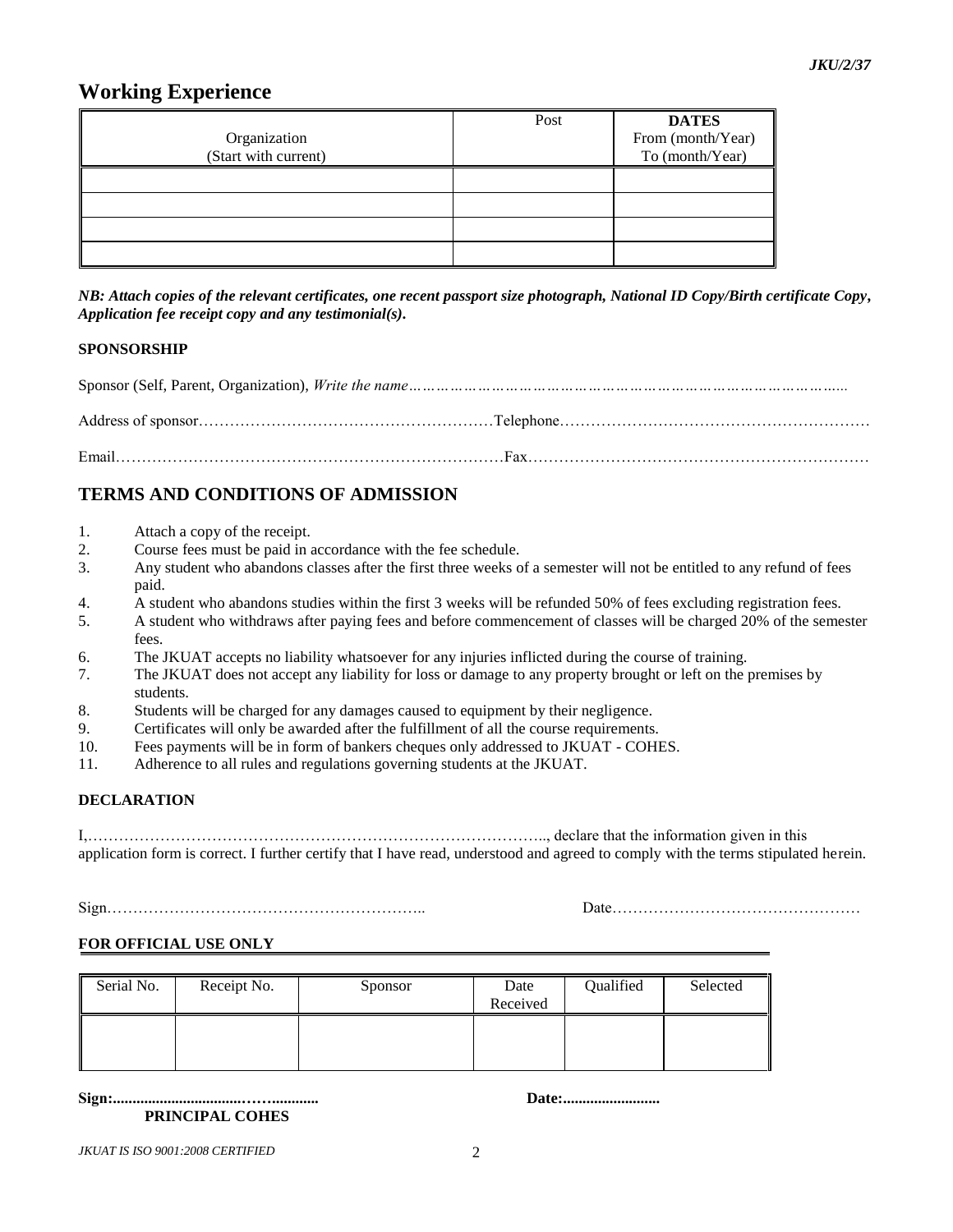## Working Experience

| Organization (Start with current) | Post | **DATES** From (month/Year) To (month/Year) |
|---|---|---|
| | | |
| | | |
| | | |
| | | |

***NB: Attach copies of the relevant certificates, one recent passport size photograph, National ID Copy/Birth certificate Copy, Application fee receipt copy and any testimonial(s).***

**SPONSORSHIP**

Sponsor (Self, Parent, Organization), *Write the name…………………………………………………………………………..*

Address of sponsor…………………………………………………Telephone……………………………………………………

Email…………………………………………………………………Fax…………………………………………………………

## TERMS AND CONDITIONS OF ADMISSION

1. Attach a copy of the receipt.
2. Course fees must be paid in accordance with the fee schedule.
3. Any student who abandons classes after the first three weeks of a semester will not be entitled to any refund of fees paid.
4. A student who abandons studies within the first 3 weeks will be refunded 50% of fees excluding registration fees.
5. A student who withdraws after paying fees and before commencement of classes will be charged 20% of the semester fees.
6. The JKUAT accepts no liability whatsoever for any injuries inflicted during the course of training.
7. The JKUAT does not accept any liability for loss or damage to any property brought or left on the premises by students.
8. Students will be charged for any damages caused to equipment by their negligence.
9. Certificates will only be awarded after the fulfillment of all the course requirements.
10. Fees payments will be in form of bankers cheques only addressed to JKUAT - COHES.
11. Adherence to all rules and regulations governing students at the JKUAT.

**DECLARATION**

I,…………………………………………………………………………….., declare that the information given in this application form is correct. I further certify that I have read, understood and agreed to comply with the terms stipulated herein.

Sign……………………………………………………..    Date…………………………………………

**FOR OFFICIAL USE ONLY**

| Serial No. | Receipt No. | Sponsor | Date Received | Qualified | Selected |
|---|---|---|---|---|---|
| | | | | | |

**Sign:..................................……...........**    **Date:.........................**
**PRINCIPAL COHES**

*JKUAT IS ISO 9001:2008 CERTIFIED*